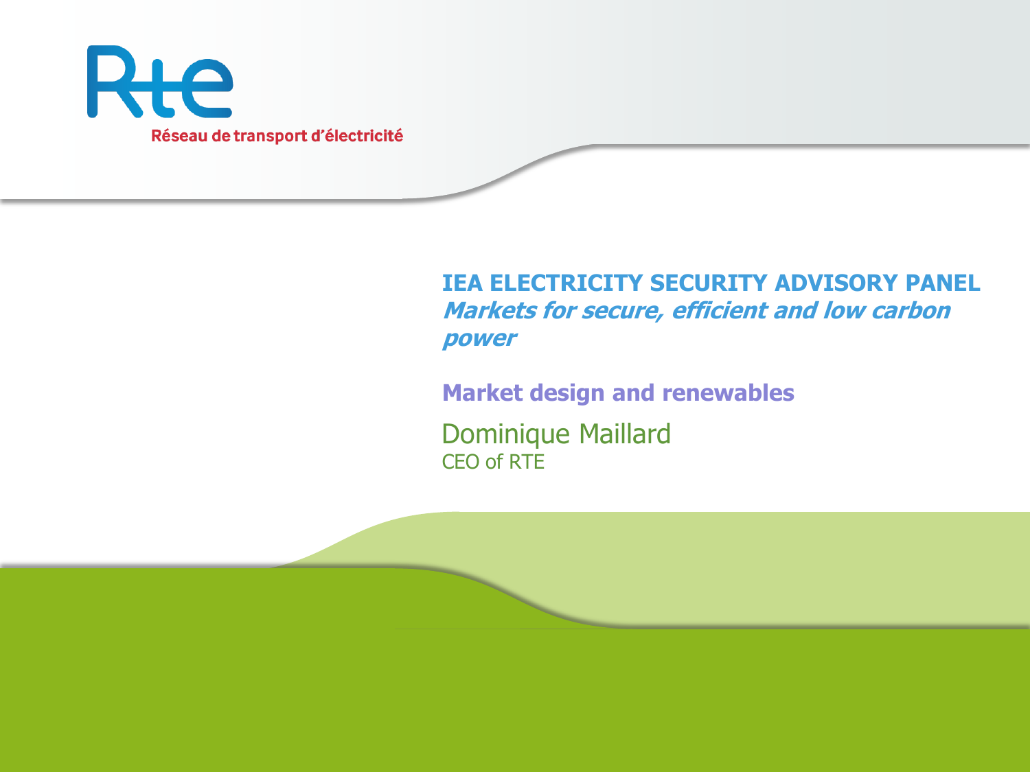RTE

Réseau de transport d'électricité

# IEA ELECTRICITY SECURITY ADVISORY PANEL

## *Markets for secure, efficient and low carbon power*

## Market design and renewables

Dominique Maillard

CEO of RTE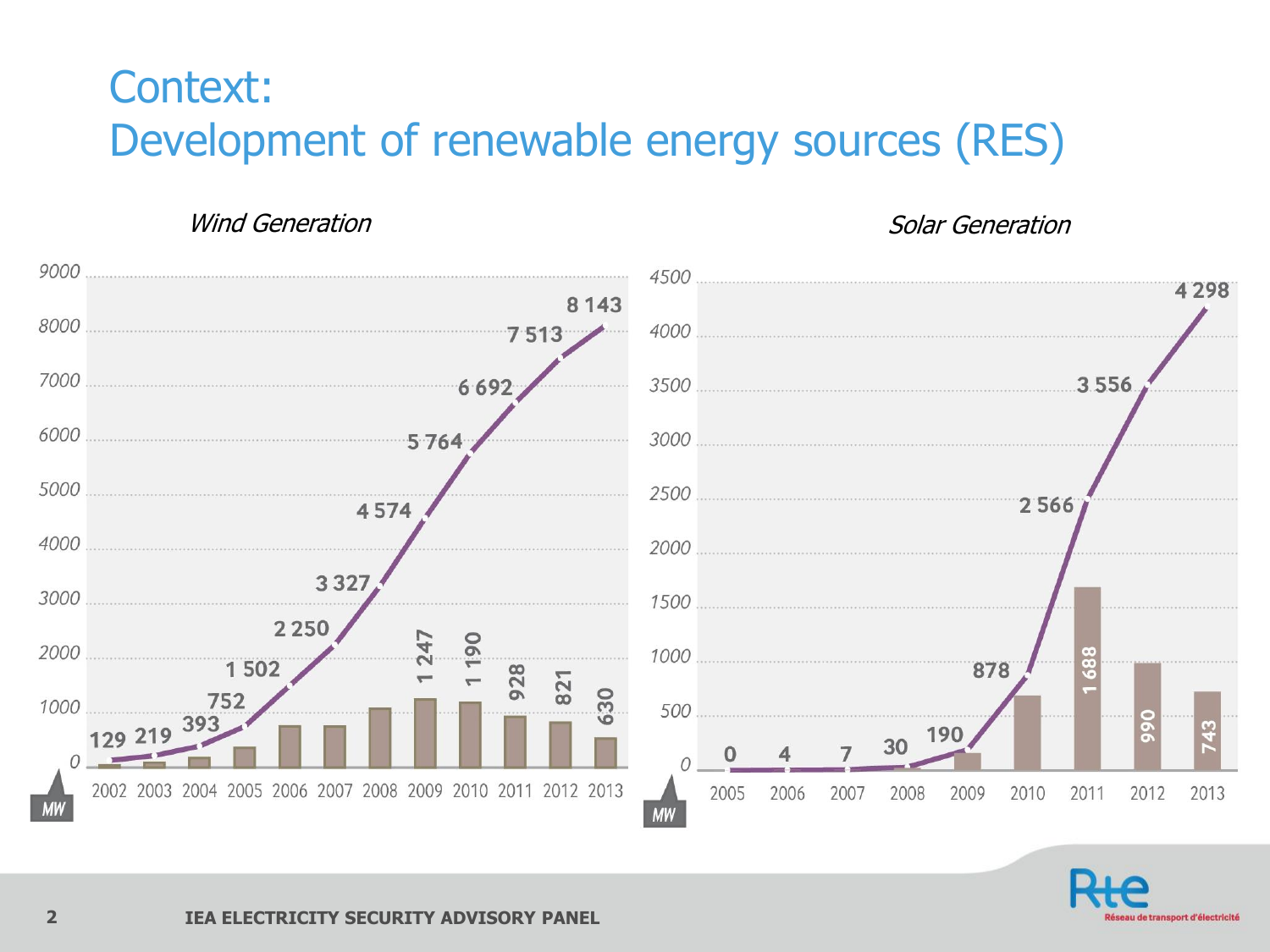# Context:
# Development of renewable energy sources (RES)

*Wind Generation*

| Year | Cumulative (MW) | Annual (MW) |
|---|---|---|
| 2002 | 129 | |
| 2003 | 219 | |
| 2004 | 393 | |
| 2005 | 752 | |
| 2006 | 1 502 | |
| 2007 | 2 250 | |
| 2008 | 3 327 | |
| 2009 | 4 574 | 1 247 |
| 2010 | 5 764 | 1 190 |
| 2011 | 6 692 | 928 |
| 2012 | 7 513 | 821 |
| 2013 | 8 143 | 630 |

*Solar Generation*

| Year | Cumulative (MW) | Annual (MW) |
|---|---|---|
| 2005 | 0 | |
| 2006 | 4 | |
| 2007 | 7 | |
| 2008 | 30 | |
| 2009 | 190 | |
| 2010 | 878 | |
| 2011 | 2 566 | 1 688 |
| 2012 | 3 556 | 990 |
| 2013 | 4 298 | 743 |

IEA ELECTRICITY SECURITY ADVISORY PANEL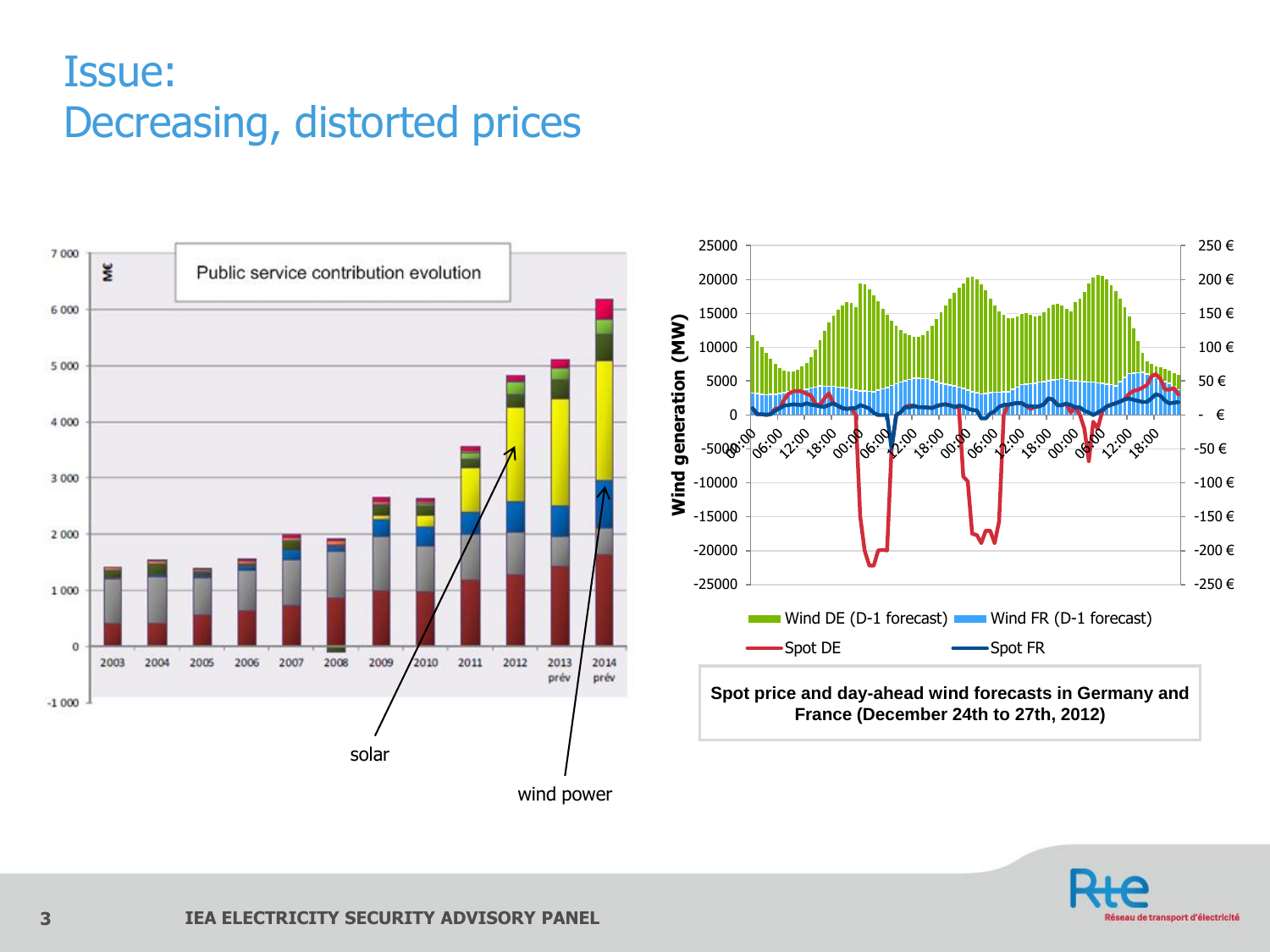# Issue:
# Decreasing, distorted prices

Public service contribution evolution

solar

wind power

Spot price and day-ahead wind forecasts in Germany and France (December 24th to 27th, 2012)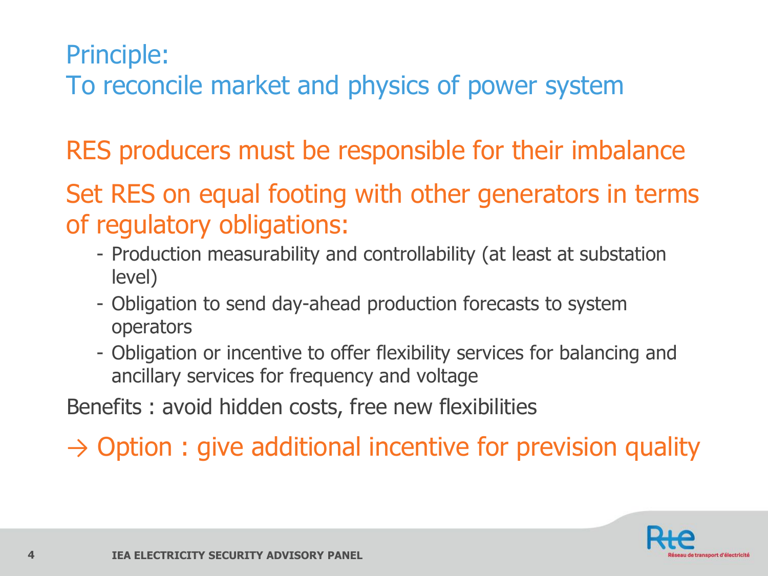## Principle:
## To reconcile market and physics of power system

### RES producers must be responsible for their imbalance

### Set RES on equal footing with other generators in terms of regulatory obligations:

- Production measurability and controllability (at least at substation level)
- Obligation to send day-ahead production forecasts to system operators
- Obligation or incentive to offer flexibility services for balancing and ancillary services for frequency and voltage

Benefits : avoid hidden costs, free new flexibilities

### → Option : give additional incentive for prevision quality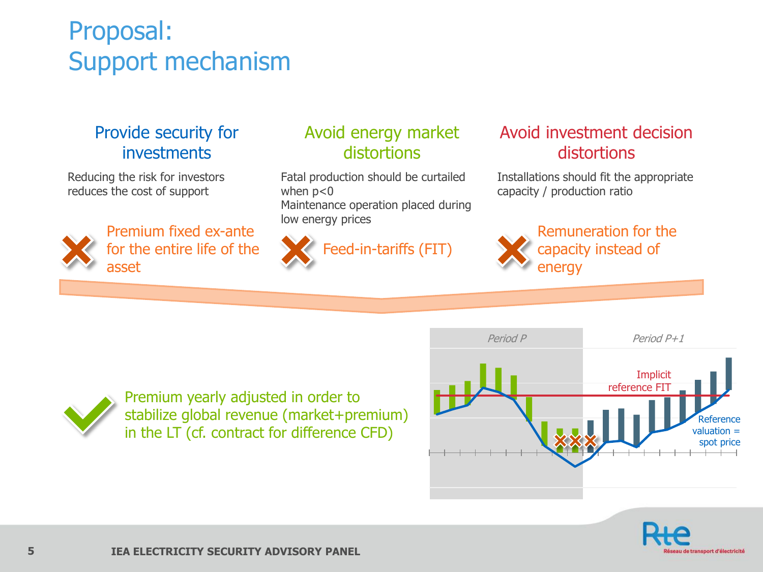# Proposal: Support mechanism

### Provide security for investments

Reducing the risk for investors reduces the cost of support

✗ Premium fixed ex-ante for the entire life of the asset

### Avoid energy market distortions

Fatal production should be curtailed when p<0
Maintenance operation placed during low energy prices

✗ Feed-in-tariffs (FIT)

### Avoid investment decision distortions

Installations should fit the appropriate capacity / production ratio

✗ Remuneration for the capacity instead of energy

✓ Premium yearly adjusted in order to stabilize global revenue (market+premium) in the LT (cf. contract for difference CFD)

*Period P* | *Period P+1*

Implicit reference FIT

Reference valuation = spot price

IEA ELECTRICITY SECURITY ADVISORY PANEL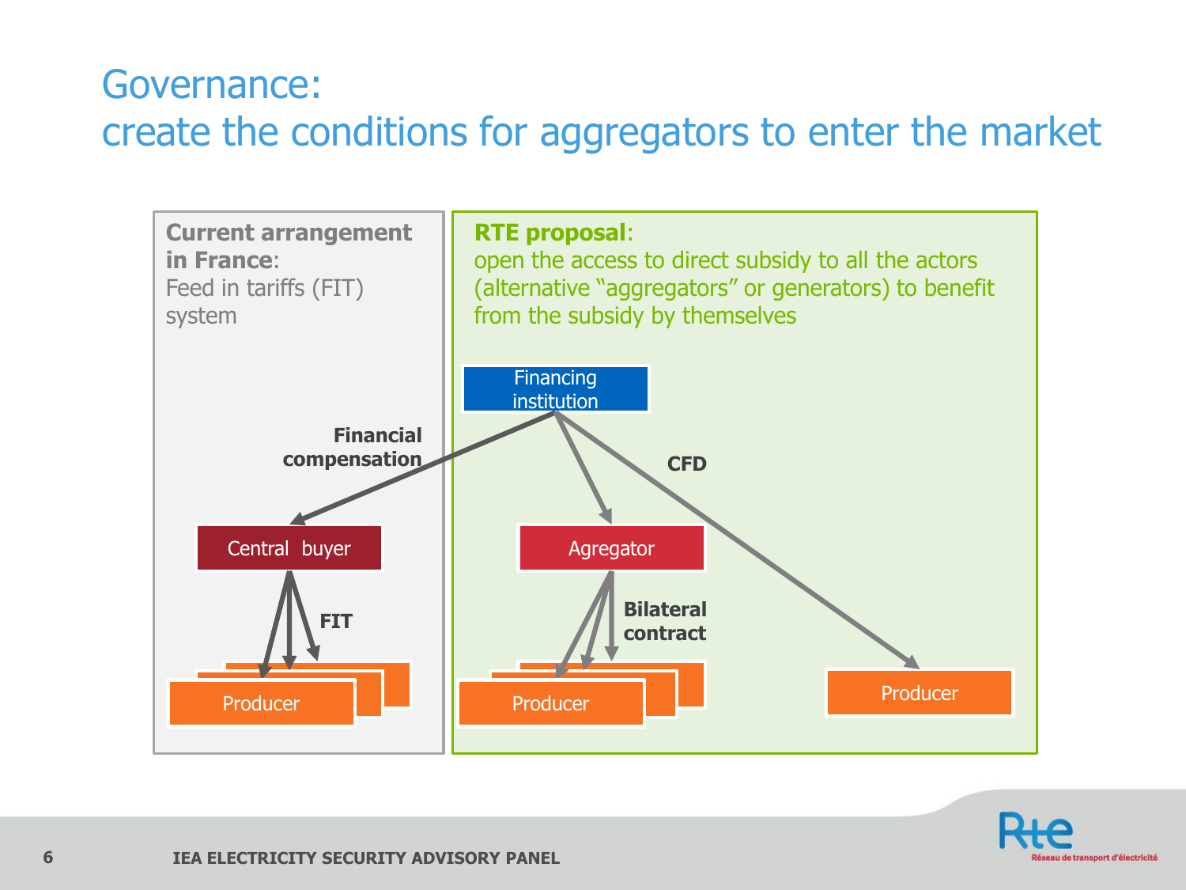# Governance:
# create the conditions for aggregators to enter the market

**Current arrangement in France**:
Feed in tariffs (FIT) system

**RTE proposal**:
open the access to direct subsidy to all the actors (alternative "aggregators" or generators) to benefit from the subsidy by themselves

Financing institution

Financial compensation

CFD

Central buyer

Agregator

FIT

Bilateral contract

Producer

Producer

Producer

IEA ELECTRICITY SECURITY ADVISORY PANEL